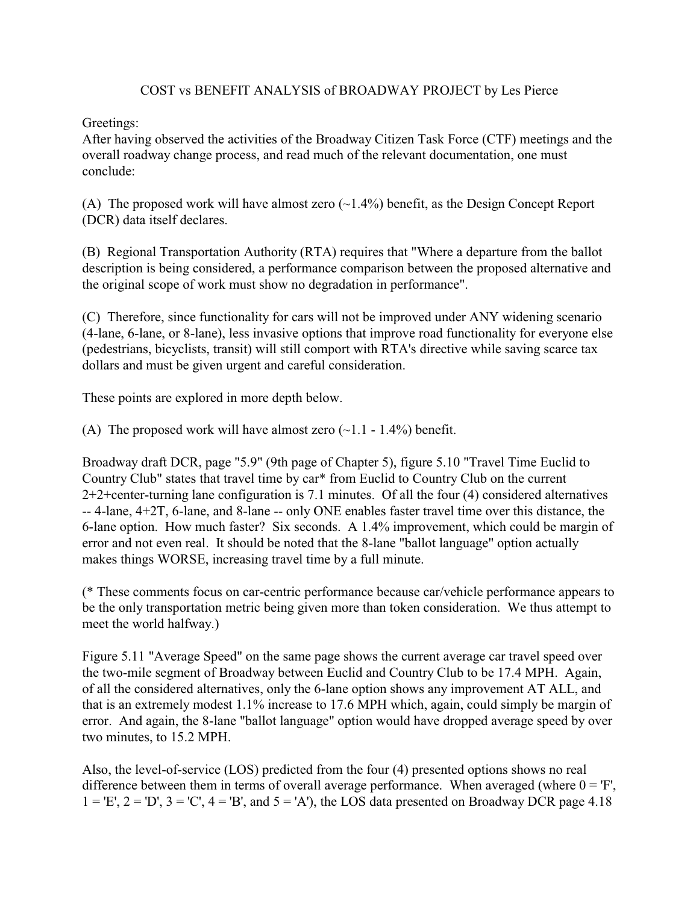# COST vs BENEFIT ANALYSIS of BROADWAY PROJECT by Les Pierce

Greetings:

After having observed the activities of the Broadway Citizen Task Force (CTF) meetings and the overall roadway change process, and read much of the relevant documentation, one must conclude:

(A) The proposed work will have almost zero (~1.4%) benefit, as the Design Concept Report (DCR) data itself declares.

(B) Regional Transportation Authority (RTA) requires that "Where a departure from the ballot description is being considered, a performance comparison between the proposed alternative and the original scope of work must show no degradation in performance".

(C) Therefore, since functionality for cars will not be improved under ANY widening scenario (4-lane, 6-lane, or 8-lane), less invasive options that improve road functionality for everyone else (pedestrians, bicyclists, transit) will still comport with RTA's directive while saving scarce tax dollars and must be given urgent and careful consideration.

These points are explored in more depth below.

(A) The proposed work will have almost zero (~1.1 - 1.4%) benefit.

Broadway draft DCR, page "5.9" (9th page of Chapter 5), figure 5.10 "Travel Time Euclid to Country Club" states that travel time by car* from Euclid to Country Club on the current 2+2+center-turning lane configuration is 7.1 minutes. Of all the four (4) considered alternatives -- 4-lane, 4+2T, 6-lane, and 8-lane -- only ONE enables faster travel time over this distance, the 6-lane option. How much faster? Six seconds. A 1.4% improvement, which could be margin of error and not even real. It should be noted that the 8-lane "ballot language" option actually makes things WORSE, increasing travel time by a full minute.

(* These comments focus on car-centric performance because car/vehicle performance appears to be the only transportation metric being given more than token consideration. We thus attempt to meet the world halfway.)

Figure 5.11 "Average Speed" on the same page shows the current average car travel speed over the two-mile segment of Broadway between Euclid and Country Club to be 17.4 MPH. Again, of all the considered alternatives, only the 6-lane option shows any improvement AT ALL, and that is an extremely modest 1.1% increase to 17.6 MPH which, again, could simply be margin of error. And again, the 8-lane "ballot language" option would have dropped average speed by over two minutes, to 15.2 MPH.

Also, the level-of-service (LOS) predicted from the four (4) presented options shows no real difference between them in terms of overall average performance. When averaged (where 0 = 'F', 1 = 'E', 2 = 'D', 3 = 'C', 4 = 'B', and 5 = 'A'), the LOS data presented on Broadway DCR page 4.18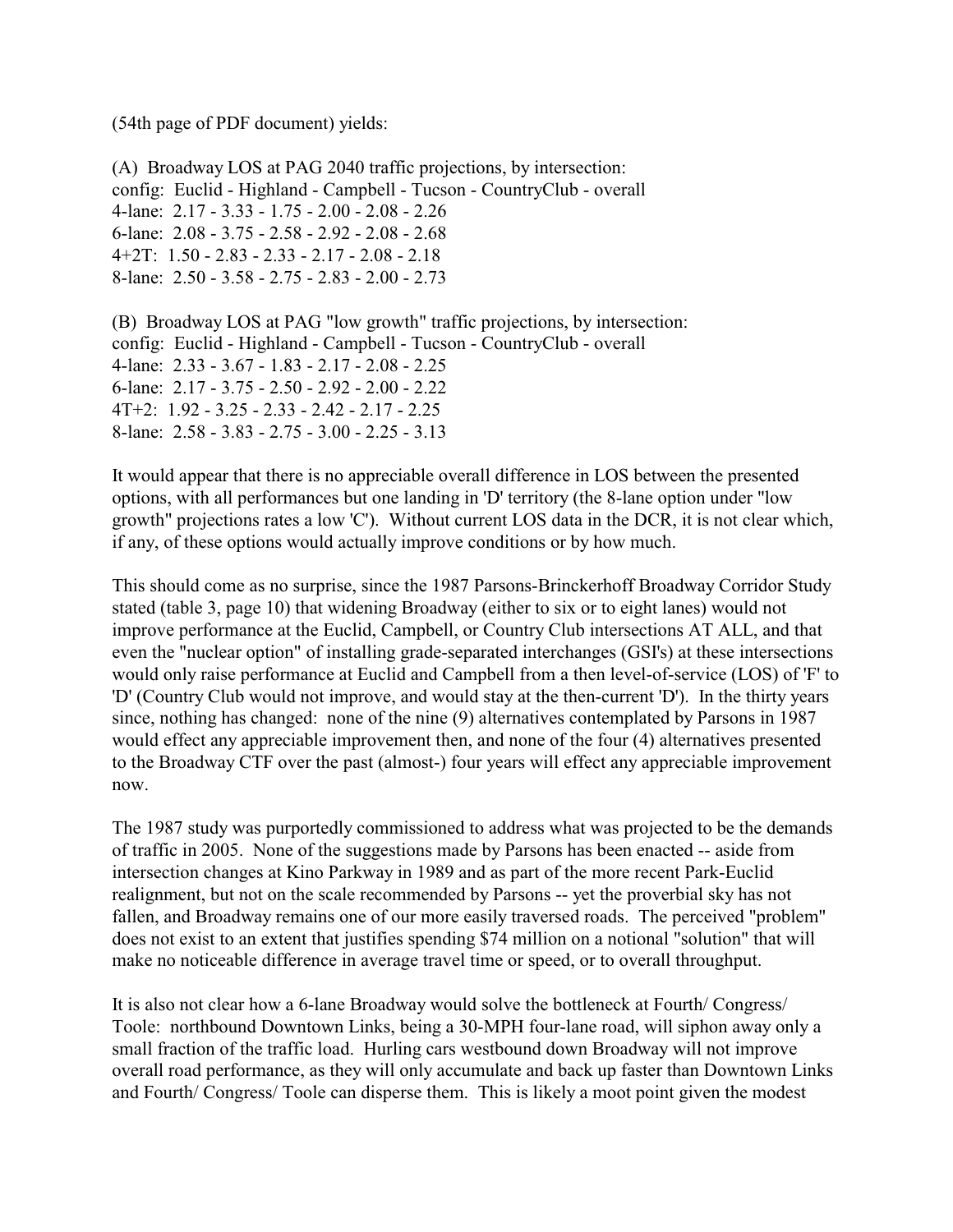(54th page of PDF document) yields:

(A) Broadway LOS at PAG 2040 traffic projections, by intersection:
config: Euclid - Highland - Campbell - Tucson - CountryClub - overall
4-lane: 2.17 - 3.33 - 1.75 - 2.00 - 2.08 - 2.26
6-lane: 2.08 - 3.75 - 2.58 - 2.92 - 2.08 - 2.68
4+2T: 1.50 - 2.83 - 2.33 - 2.17 - 2.08 - 2.18
8-lane: 2.50 - 3.58 - 2.75 - 2.83 - 2.00 - 2.73

(B) Broadway LOS at PAG "low growth" traffic projections, by intersection:
config: Euclid - Highland - Campbell - Tucson - CountryClub - overall
4-lane: 2.33 - 3.67 - 1.83 - 2.17 - 2.08 - 2.25
6-lane: 2.17 - 3.75 - 2.50 - 2.92 - 2.00 - 2.22
4T+2: 1.92 - 3.25 - 2.33 - 2.42 - 2.17 - 2.25
8-lane: 2.58 - 3.83 - 2.75 - 3.00 - 2.25 - 3.13

It would appear that there is no appreciable overall difference in LOS between the presented options, with all performances but one landing in 'D' territory (the 8-lane option under "low growth" projections rates a low 'C'). Without current LOS data in the DCR, it is not clear which, if any, of these options would actually improve conditions or by how much.

This should come as no surprise, since the 1987 Parsons-Brinckerhoff Broadway Corridor Study stated (table 3, page 10) that widening Broadway (either to six or to eight lanes) would not improve performance at the Euclid, Campbell, or Country Club intersections AT ALL, and that even the "nuclear option" of installing grade-separated interchanges (GSI's) at these intersections would only raise performance at Euclid and Campbell from a then level-of-service (LOS) of 'F' to 'D' (Country Club would not improve, and would stay at the then-current 'D'). In the thirty years since, nothing has changed: none of the nine (9) alternatives contemplated by Parsons in 1987 would effect any appreciable improvement then, and none of the four (4) alternatives presented to the Broadway CTF over the past (almost-) four years will effect any appreciable improvement now.

The 1987 study was purportedly commissioned to address what was projected to be the demands of traffic in 2005. None of the suggestions made by Parsons has been enacted -- aside from intersection changes at Kino Parkway in 1989 and as part of the more recent Park-Euclid realignment, but not on the scale recommended by Parsons -- yet the proverbial sky has not fallen, and Broadway remains one of our more easily traversed roads. The perceived "problem" does not exist to an extent that justifies spending $74 million on a notional "solution" that will make no noticeable difference in average travel time or speed, or to overall throughput.

It is also not clear how a 6-lane Broadway would solve the bottleneck at Fourth/ Congress/ Toole: northbound Downtown Links, being a 30-MPH four-lane road, will siphon away only a small fraction of the traffic load. Hurling cars westbound down Broadway will not improve overall road performance, as they will only accumulate and back up faster than Downtown Links and Fourth/ Congress/ Toole can disperse them. This is likely a moot point given the modest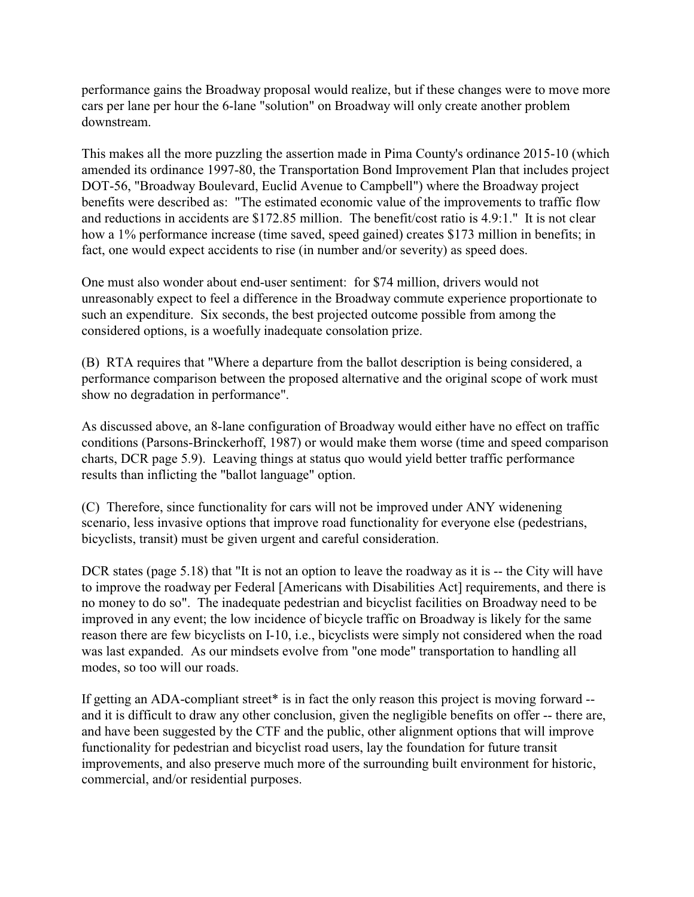performance gains the Broadway proposal would realize, but if these changes were to move more cars per lane per hour the 6-lane "solution" on Broadway will only create another problem downstream.

This makes all the more puzzling the assertion made in Pima County's ordinance 2015-10 (which amended its ordinance 1997-80, the Transportation Bond Improvement Plan that includes project DOT-56, "Broadway Boulevard, Euclid Avenue to Campbell") where the Broadway project benefits were described as: "The estimated economic value of the improvements to traffic flow and reductions in accidents are $172.85 million. The benefit/cost ratio is 4.9:1." It is not clear how a 1% performance increase (time saved, speed gained) creates $173 million in benefits; in fact, one would expect accidents to rise (in number and/or severity) as speed does.

One must also wonder about end-user sentiment: for $74 million, drivers would not unreasonably expect to feel a difference in the Broadway commute experience proportionate to such an expenditure. Six seconds, the best projected outcome possible from among the considered options, is a woefully inadequate consolation prize.

(B) RTA requires that "Where a departure from the ballot description is being considered, a performance comparison between the proposed alternative and the original scope of work must show no degradation in performance".

As discussed above, an 8-lane configuration of Broadway would either have no effect on traffic conditions (Parsons-Brinckerhoff, 1987) or would make them worse (time and speed comparison charts, DCR page 5.9). Leaving things at status quo would yield better traffic performance results than inflicting the "ballot language" option.

(C) Therefore, since functionality for cars will not be improved under ANY widening scenario, less invasive options that improve road functionality for everyone else (pedestrians, bicyclists, transit) must be given urgent and careful consideration.

DCR states (page 5.18) that "It is not an option to leave the roadway as it is -- the City will have to improve the roadway per Federal [Americans with Disabilities Act] requirements, and there is no money to do so". The inadequate pedestrian and bicyclist facilities on Broadway need to be improved in any event; the low incidence of bicycle traffic on Broadway is likely for the same reason there are few bicyclists on I-10, i.e., bicyclists were simply not considered when the road was last expanded. As our mindsets evolve from "one mode" transportation to handling all modes, so too will our roads.

If getting an ADA-compliant street* is in fact the only reason this project is moving forward -- and it is difficult to draw any other conclusion, given the negligible benefits on offer -- there are, and have been suggested by the CTF and the public, other alignment options that will improve functionality for pedestrian and bicyclist road users, lay the foundation for future transit improvements, and also preserve much more of the surrounding built environment for historic, commercial, and/or residential purposes.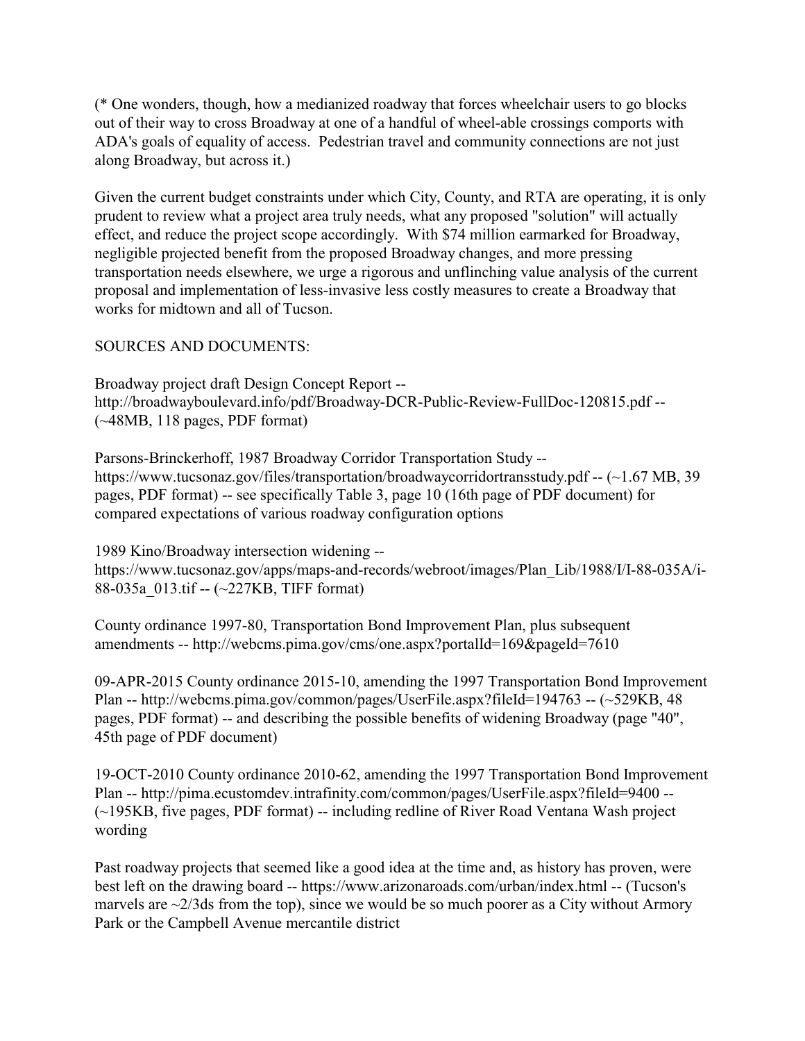(* One wonders, though, how a medianized roadway that forces wheelchair users to go blocks out of their way to cross Broadway at one of a handful of wheel-able crossings comports with ADA's goals of equality of access. Pedestrian travel and community connections are not just along Broadway, but across it.)

Given the current budget constraints under which City, County, and RTA are operating, it is only prudent to review what a project area truly needs, what any proposed "solution" will actually effect, and reduce the project scope accordingly. With $74 million earmarked for Broadway, negligible projected benefit from the proposed Broadway changes, and more pressing transportation needs elsewhere, we urge a rigorous and unflinching value analysis of the current proposal and implementation of less-invasive less costly measures to create a Broadway that works for midtown and all of Tucson.

SOURCES AND DOCUMENTS:

Broadway project draft Design Concept Report -- http://broadwayboulevard.info/pdf/Broadway-DCR-Public-Review-FullDoc-120815.pdf -- (~48MB, 118 pages, PDF format)

Parsons-Brinckerhoff, 1987 Broadway Corridor Transportation Study -- https://www.tucsonaz.gov/files/transportation/broadwaycorridortransstudy.pdf -- (~1.67 MB, 39 pages, PDF format) -- see specifically Table 3, page 10 (16th page of PDF document) for compared expectations of various roadway configuration options

1989 Kino/Broadway intersection widening -- https://www.tucsonaz.gov/apps/maps-and-records/webroot/images/Plan_Lib/1988/I/I-88-035A/i-88-035a_013.tif -- (~227KB, TIFF format)

County ordinance 1997-80, Transportation Bond Improvement Plan, plus subsequent amendments -- http://webcms.pima.gov/cms/one.aspx?portalId=169&pageId=7610

09-APR-2015 County ordinance 2015-10, amending the 1997 Transportation Bond Improvement Plan -- http://webcms.pima.gov/common/pages/UserFile.aspx?fileId=194763 -- (~529KB, 48 pages, PDF format) -- and describing the possible benefits of widening Broadway (page "40", 45th page of PDF document)

19-OCT-2010 County ordinance 2010-62, amending the 1997 Transportation Bond Improvement Plan -- http://pima.ecustomdev.intrafinity.com/common/pages/UserFile.aspx?fileId=9400 -- (~195KB, five pages, PDF format) -- including redline of River Road Ventana Wash project wording

Past roadway projects that seemed like a good idea at the time and, as history has proven, were best left on the drawing board -- https://www.arizonaroads.com/urban/index.html -- (Tucson's marvels are ~2/3ds from the top), since we would be so much poorer as a City without Armory Park or the Campbell Avenue mercantile district